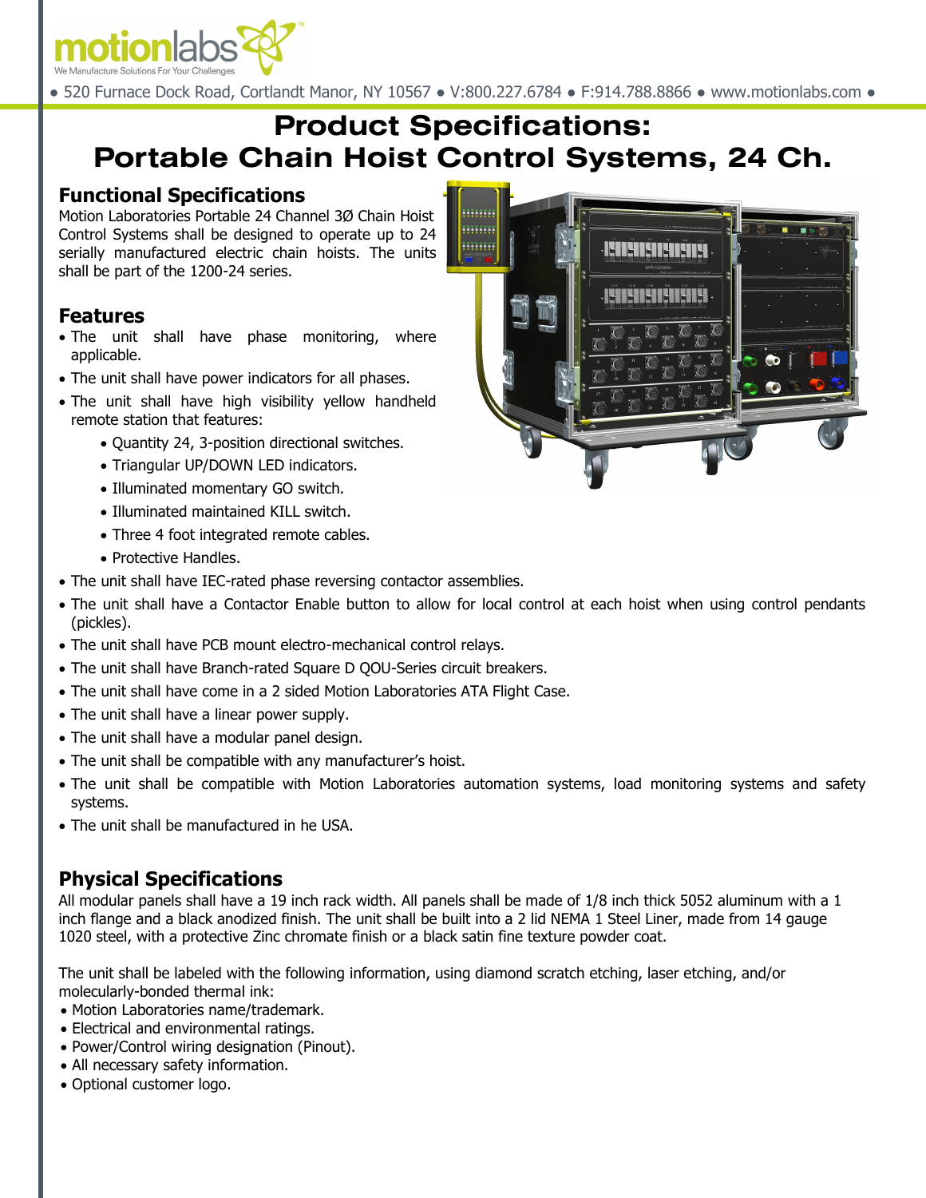# Product Specifications: Portable Chain Hoist Control Systems, 24 Ch.

## Functional Specifications

Motion Laboratories Portable 24 Channel 3Ø Chain Hoist Control Systems shall be designed to operate up to 24 serially manufactured electric chain hoists. The units shall be part of the 1200-24 series.

## Features

- The unit shall have phase monitoring, where applicable.
- The unit shall have power indicators for all phases.
- The unit shall have high visibility yellow handheld remote station that features:
  - Quantity 24, 3-position directional switches.
  - Triangular UP/DOWN LED indicators.
  - Illuminated momentary GO switch.
  - Illuminated maintained KILL switch.
  - Three 4 foot integrated remote cables.
  - Protective Handles.
- The unit shall have IEC-rated phase reversing contactor assemblies.
- The unit shall have a Contactor Enable button to allow for local control at each hoist when using control pendants (pickles).
- The unit shall have PCB mount electro-mechanical control relays.
- The unit shall have Branch-rated Square D QOU-Series circuit breakers.
- The unit shall have come in a 2 sided Motion Laboratories ATA Flight Case.
- The unit shall have a linear power supply.
- The unit shall have a modular panel design.
- The unit shall be compatible with any manufacturer's hoist.
- The unit shall be compatible with Motion Laboratories automation systems, load monitoring systems and safety systems.
- The unit shall be manufactured in he USA.

## Physical Specifications

All modular panels shall have a 19 inch rack width. All panels shall be made of 1/8 inch thick 5052 aluminum with a 1 inch flange and a black anodized finish. The unit shall be built into a 2 lid NEMA 1 Steel Liner, made from 14 gauge 1020 steel, with a protective Zinc chromate finish or a black satin fine texture powder coat.

The unit shall be labeled with the following information, using diamond scratch etching, laser etching, and/or molecularly-bonded thermal ink:

- Motion Laboratories name/trademark.
- Electrical and environmental ratings.
- Power/Control wiring designation (Pinout).
- All necessary safety information.
- Optional customer logo.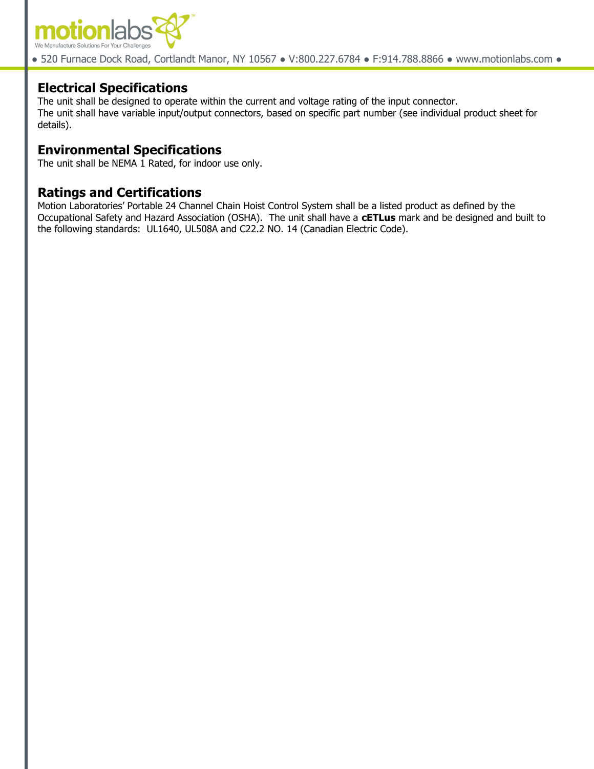## Electrical Specifications

The unit shall be designed to operate within the current and voltage rating of the input connector.
The unit shall have variable input/output connectors, based on specific part number (see individual product sheet for details).

## Environmental Specifications

The unit shall be NEMA 1 Rated, for indoor use only.

## Ratings and Certifications

Motion Laboratories' Portable 24 Channel Chain Hoist Control System shall be a listed product as defined by the Occupational Safety and Hazard Association (OSHA). The unit shall have a **cETLus** mark and be designed and built to the following standards: UL1640, UL508A and C22.2 NO. 14 (Canadian Electric Code).